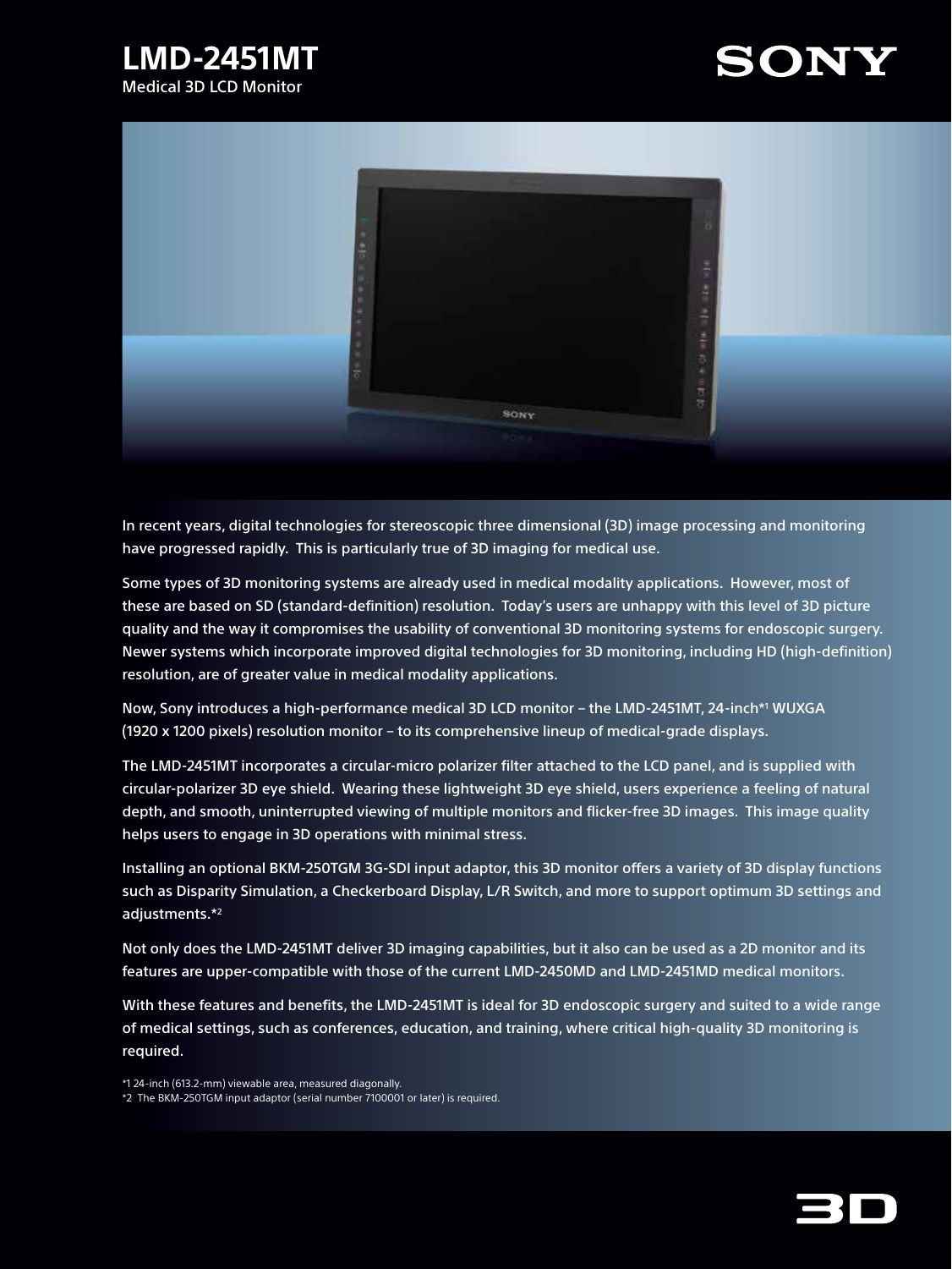# LMD-2451MT

Medical 3D LCD Monitor

SONY

In recent years, digital technologies for stereoscopic three dimensional (3D) image processing and monitoring have progressed rapidly. This is particularly true of 3D imaging for medical use.

Some types of 3D monitoring systems are already used in medical modality applications. However, most of these are based on SD (standard-definition) resolution. Today's users are unhappy with this level of 3D picture quality and the way it compromises the usability of conventional 3D monitoring systems for endoscopic surgery. Newer systems which incorporate improved digital technologies for 3D monitoring, including HD (high-definition) resolution, are of greater value in medical modality applications.

Now, Sony introduces a high-performance medical 3D LCD monitor – the LMD-2451MT, 24-inch*1 WUXGA (1920 x 1200 pixels) resolution monitor – to its comprehensive lineup of medical-grade displays.

The LMD-2451MT incorporates a circular-micro polarizer filter attached to the LCD panel, and is supplied with circular-polarizer 3D eye shield. Wearing these lightweight 3D eye shield, users experience a feeling of natural depth, and smooth, uninterrupted viewing of multiple monitors and flicker-free 3D images. This image quality helps users to engage in 3D operations with minimal stress.

Installing an optional BKM-250TGM 3G-SDI input adaptor, this 3D monitor offers a variety of 3D display functions such as Disparity Simulation, a Checkerboard Display, L/R Switch, and more to support optimum 3D settings and adjustments.*2

Not only does the LMD-2451MT deliver 3D imaging capabilities, but it also can be used as a 2D monitor and its features are upper-compatible with those of the current LMD-2450MD and LMD-2451MD medical monitors.

With these features and benefits, the LMD-2451MT is ideal for 3D endoscopic surgery and suited to a wide range of medical settings, such as conferences, education, and training, where critical high-quality 3D monitoring is required.

*1 24-inch (613.2-mm) viewable area, measured diagonally.
*2 The BKM-250TGM input adaptor (serial number 7100001 or later) is required.

3D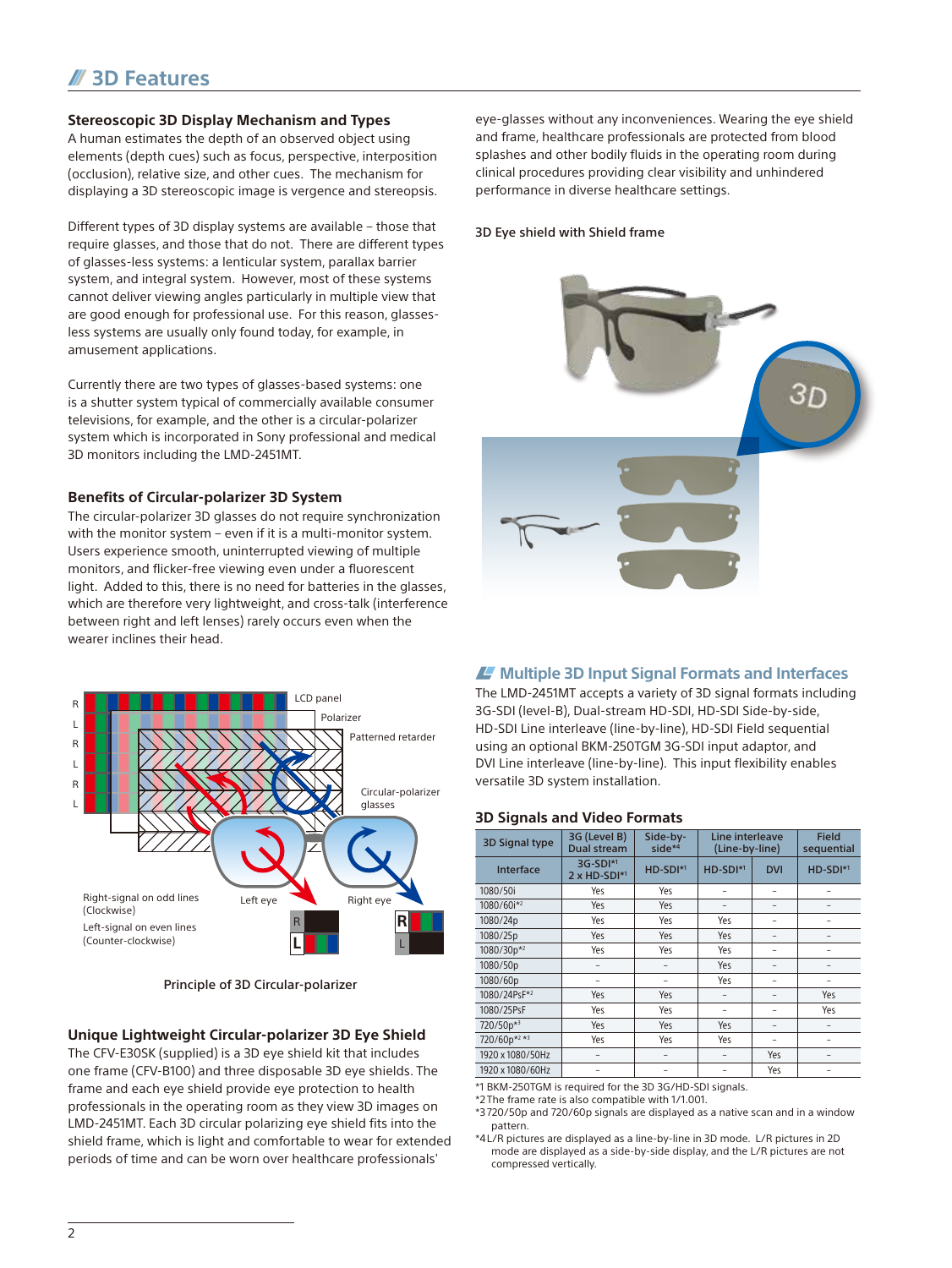## 3D Features

### Stereoscopic 3D Display Mechanism and Types

A human estimates the depth of an observed object using elements (depth cues) such as focus, perspective, interposition (occlusion), relative size, and other cues. The mechanism for displaying a 3D stereoscopic image is vergence and stereopsis.

Different types of 3D display systems are available – those that require glasses, and those that do not. There are different types of glasses-less systems: a lenticular system, parallax barrier system, and integral system. However, most of these systems cannot deliver viewing angles particularly in multiple view that are good enough for professional use. For this reason, glasses-less systems are usually only found today, for example, in amusement applications.

Currently there are two types of glasses-based systems: one is a shutter system typical of commercially available consumer televisions, for example, and the other is a circular-polarizer system which is incorporated in Sony professional and medical 3D monitors including the LMD-2451MT.

### Benefits of Circular-polarizer 3D System

The circular-polarizer 3D glasses do not require synchronization with the monitor system – even if it is a multi-monitor system. Users experience smooth, uninterrupted viewing of multiple monitors, and flicker-free viewing even under a fluorescent light. Added to this, there is no need for batteries in the glasses, which are therefore very lightweight, and cross-talk (interference between right and left lenses) rarely occurs even when the wearer inclines their head.

Principle of 3D Circular-polarizer

### Unique Lightweight Circular-polarizer 3D Eye Shield

The CFV-E30SK (supplied) is a 3D eye shield kit that includes one frame (CFV-B100) and three disposable 3D eye shields. The frame and each eye shield provide eye protection to health professionals in the operating room as they view 3D images on LMD-2451MT. Each 3D circular polarizing eye shield fits into the shield frame, which is light and comfortable to wear for extended periods of time and can be worn over healthcare professionals' eye-glasses without any inconveniences. Wearing the eye shield and frame, healthcare professionals are protected from blood splashes and other bodily fluids in the operating room during clinical procedures providing clear visibility and unhindered performance in diverse healthcare settings.

3D Eye shield with Shield frame

## Multiple 3D Input Signal Formats and Interfaces

The LMD-2451MT accepts a variety of 3D signal formats including 3G-SDI (level-B), Dual-stream HD-SDI, HD-SDI Side-by-side, HD-SDI Line interleave (line-by-line), HD-SDI Field sequential using an optional BKM-250TGM 3G-SDI input adaptor, and DVI Line interleave (line-by-line). This input flexibility enables versatile 3D system installation.

### 3D Signals and Video Formats

| 3D Signal type | 3G (Level B) Dual stream | Side-by-side*4 | Line interleave (Line-by-line) | | Field sequential |
|---|---|---|---|---|---|
| Interface | 3G-SDI*1 2 x HD-SDI*1 | HD-SDI*1 | HD-SDI*1 | DVI | HD-SDI*1 |
| 1080/50i | Yes | Yes | – | – | – |
| 1080/60i*2 | Yes | Yes | – | – | – |
| 1080/24p | Yes | Yes | Yes | – | – |
| 1080/25p | Yes | Yes | Yes | – | – |
| 1080/30p*2 | Yes | Yes | Yes | – | – |
| 1080/50p | – | – | Yes | – | – |
| 1080/60p | – | – | Yes | – | – |
| 1080/24PsF*2 | Yes | Yes | – | – | Yes |
| 1080/25PsF | Yes | Yes | – | – | Yes |
| 720/50p*3 | Yes | Yes | Yes | – | – |
| 720/60p*2 *3 | Yes | Yes | Yes | – | – |
| 1920 x 1080/50Hz | – | – | – | Yes | – |
| 1920 x 1080/60Hz | – | – | – | Yes | – |

*1 BKM-250TGM is required for the 3D 3G/HD-SDI signals.
*2 The frame rate is also compatible with 1/1.001.
*3 720/50p and 720/60p signals are displayed as a native scan and in a window pattern.
*4 L/R pictures are displayed as a line-by-line in 3D mode. L/R pictures in 2D mode are displayed as a side-by-side display, and the L/R pictures are not compressed vertically.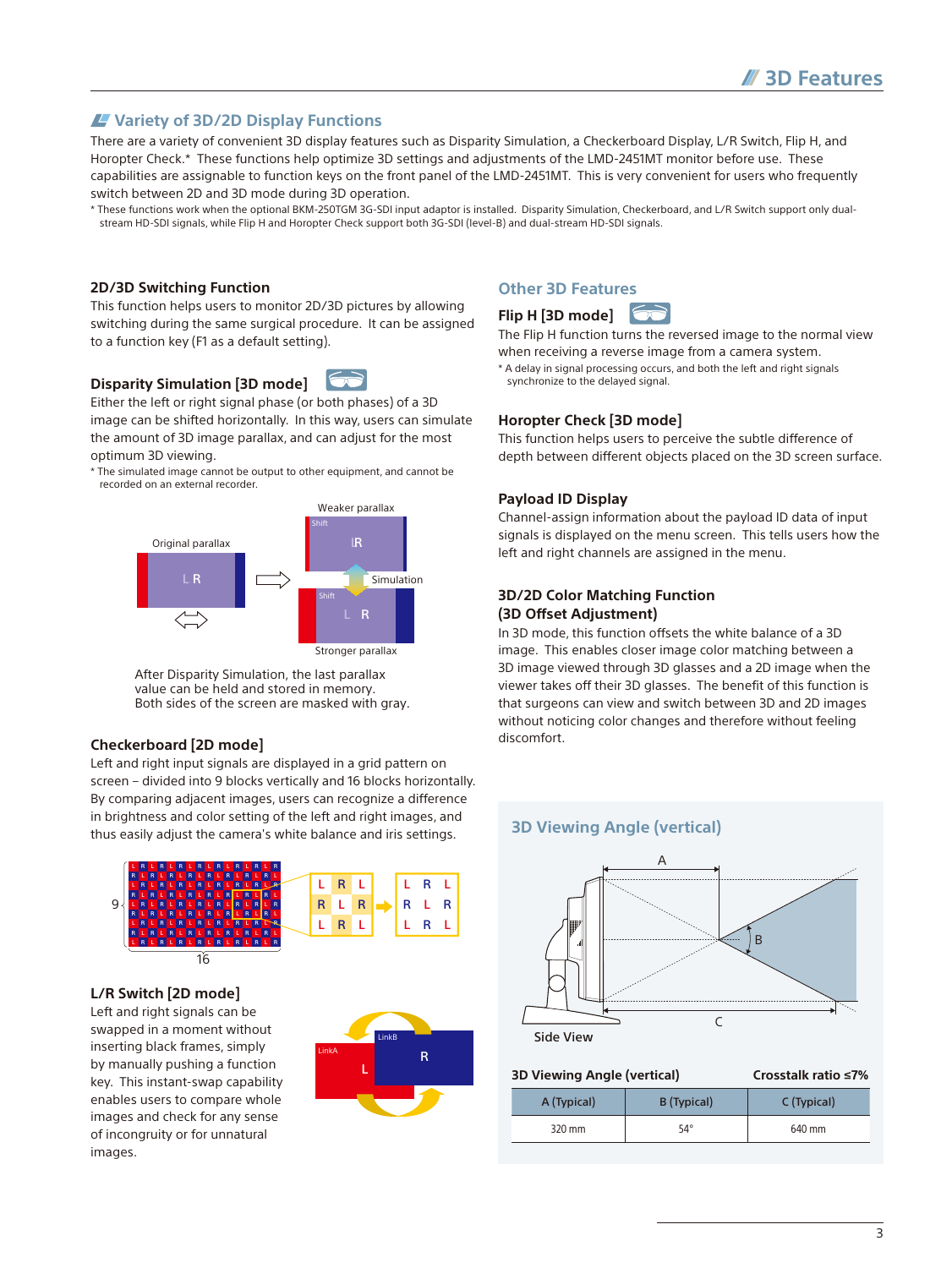## Variety of 3D/2D Display Functions

There are a variety of convenient 3D display features such as Disparity Simulation, a Checkerboard Display, L/R Switch, Flip H, and Horopter Check.* These functions help optimize 3D settings and adjustments of the LMD-2451MT monitor before use. These capabilities are assignable to function keys on the front panel of the LMD-2451MT. This is very convenient for users who frequently switch between 2D and 3D mode during 3D operation.

* These functions work when the optional BKM-250TGM 3G-SDI input adaptor is installed. Disparity Simulation, Checkerboard, and L/R Switch support only dual-stream HD-SDI signals, while Flip H and Horopter Check support both 3G-SDI (level-B) and dual-stream HD-SDI signals.

### 2D/3D Switching Function

This function helps users to monitor 2D/3D pictures by allowing switching during the same surgical procedure. It can be assigned to a function key (F1 as a default setting).

### Disparity Simulation [3D mode]

Either the left or right signal phase (or both phases) of a 3D image can be shifted horizontally. In this way, users can simulate the amount of 3D image parallax, and can adjust for the most optimum 3D viewing.

* The simulated image cannot be output to other equipment, and cannot be recorded on an external recorder.

After Disparity Simulation, the last parallax value can be held and stored in memory.
Both sides of the screen are masked with gray.

### Checkerboard [2D mode]

Left and right input signals are displayed in a grid pattern on screen – divided into 9 blocks vertically and 16 blocks horizontally. By comparing adjacent images, users can recognize a difference in brightness and color setting of the left and right images, and thus easily adjust the camera's white balance and iris settings.

### L/R Switch [2D mode]

Left and right signals can be swapped in a moment without inserting black frames, simply by manually pushing a function key. This instant-swap capability enables users to compare whole images and check for any sense of incongruity or for unnatural images.

## Other 3D Features

### Flip H [3D mode]

The Flip H function turns the reversed image to the normal view when receiving a reverse image from a camera system.

* A delay in signal processing occurs, and both the left and right signals synchronize to the delayed signal.

### Horopter Check [3D mode]

This function helps users to perceive the subtle difference of depth between different objects placed on the 3D screen surface.

### Payload ID Display

Channel-assign information about the payload ID data of input signals is displayed on the menu screen. This tells users how the left and right channels are assigned in the menu.

### 3D/2D Color Matching Function (3D Offset Adjustment)

In 3D mode, this function offsets the white balance of a 3D image. This enables closer image color matching between a 3D image viewed through 3D glasses and a 2D image when the viewer takes off their 3D glasses. The benefit of this function is that surgeons can view and switch between 3D and 2D images without noticing color changes and therefore without feeling discomfort.

## 3D Viewing Angle (vertical)

Side View

**3D Viewing Angle (vertical)** — **Crosstalk ratio ≤7%**

| A (Typical) | B (Typical) | C (Typical) |
|---|---|---|
| 320 mm | 54° | 640 mm |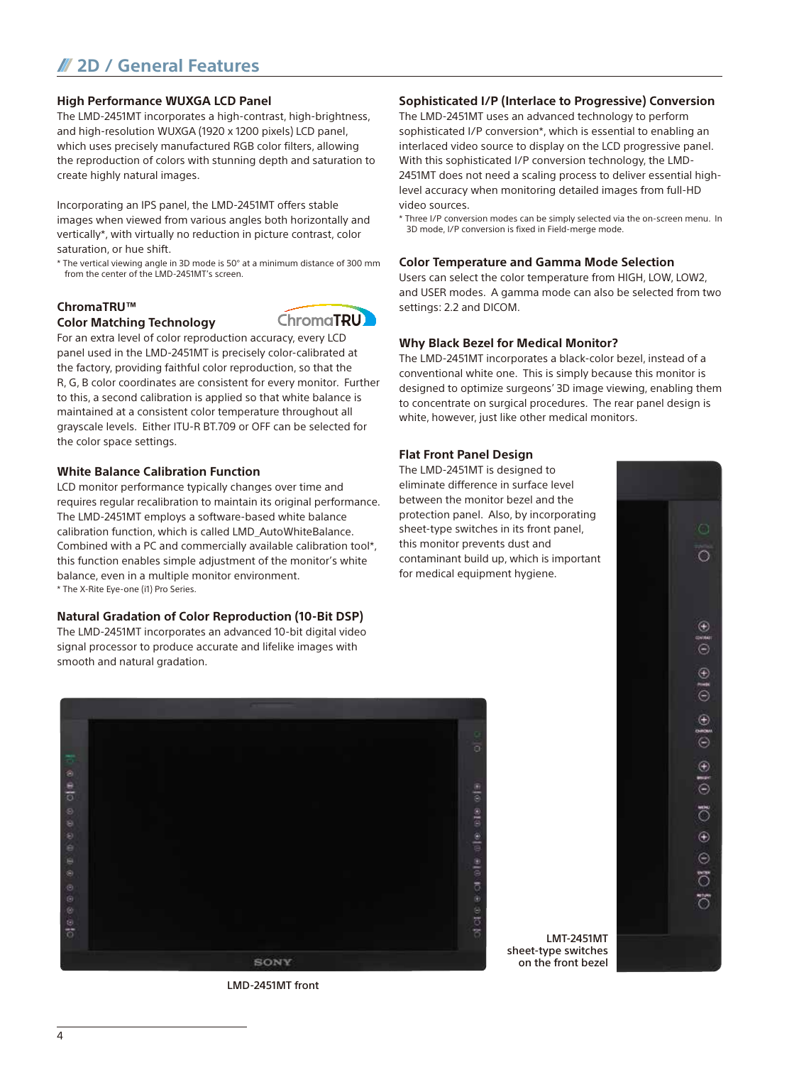## 2D / General Features

### High Performance WUXGA LCD Panel

The LMD-2451MT incorporates a high-contrast, high-brightness, and high-resolution WUXGA (1920 x 1200 pixels) LCD panel, which uses precisely manufactured RGB color filters, allowing the reproduction of colors with stunning depth and saturation to create highly natural images.

Incorporating an IPS panel, the LMD-2451MT offers stable images when viewed from various angles both horizontally and vertically*, with virtually no reduction in picture contrast, color saturation, or hue shift.

\* The vertical viewing angle in 3D mode is 50° at a minimum distance of 300 mm from the center of the LMD-2451MT's screen.

### ChromaTRU™ Color Matching Technology

For an extra level of color reproduction accuracy, every LCD panel used in the LMD-2451MT is precisely color-calibrated at the factory, providing faithful color reproduction, so that the R, G, B color coordinates are consistent for every monitor. Further to this, a second calibration is applied so that white balance is maintained at a consistent color temperature throughout all grayscale levels. Either ITU-R BT.709 or OFF can be selected for the color space settings.

### White Balance Calibration Function

LCD monitor performance typically changes over time and requires regular recalibration to maintain its original performance. The LMD-2451MT employs a software-based white balance calibration function, which is called LMD_AutoWhiteBalance. Combined with a PC and commercially available calibration tool*, this function enables simple adjustment of the monitor's white balance, even in a multiple monitor environment.

\* The X-Rite Eye-one (i1) Pro Series.

### Natural Gradation of Color Reproduction (10-Bit DSP)

The LMD-2451MT incorporates an advanced 10-bit digital video signal processor to produce accurate and lifelike images with smooth and natural gradation.

### Sophisticated I/P (Interlace to Progressive) Conversion

The LMD-2451MT uses an advanced technology to perform sophisticated I/P conversion*, which is essential to enabling an interlaced video source to display on the LCD progressive panel. With this sophisticated I/P conversion technology, the LMD-2451MT does not need a scaling process to deliver essential high-level accuracy when monitoring detailed images from full-HD video sources.

\* Three I/P conversion modes can be simply selected via the on-screen menu. In 3D mode, I/P conversion is fixed in Field-merge mode.

### Color Temperature and Gamma Mode Selection

Users can select the color temperature from HIGH, LOW, LOW2, and USER modes. A gamma mode can also be selected from two settings: 2.2 and DICOM.

### Why Black Bezel for Medical Monitor?

The LMD-2451MT incorporates a black-color bezel, instead of a conventional white one. This is simply because this monitor is designed to optimize surgeons' 3D image viewing, enabling them to concentrate on surgical procedures. The rear panel design is white, however, just like other medical monitors.

### Flat Front Panel Design

The LMD-2451MT is designed to eliminate difference in surface level between the monitor bezel and the protection panel. Also, by incorporating sheet-type switches in its front panel, this monitor prevents dust and contaminant build up, which is important for medical equipment hygiene.

LMD-2451MT front

LMT-2451MT sheet-type switches on the front bezel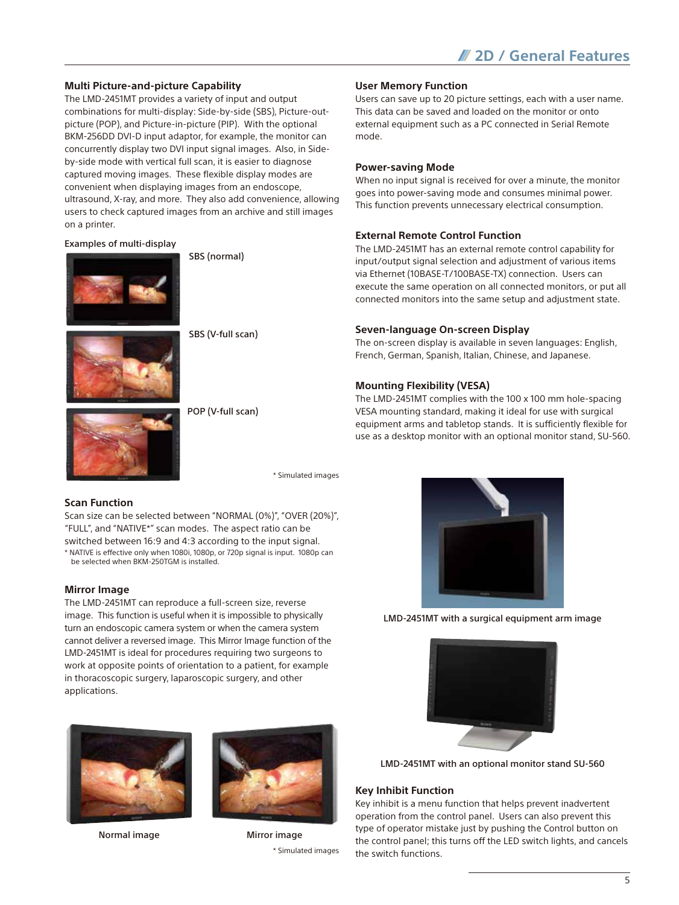## 2D / General Features

### Multi Picture-and-picture Capability

The LMD-2451MT provides a variety of input and output combinations for multi-display: Side-by-side (SBS), Picture-out-picture (POP), and Picture-in-picture (PIP). With the optional BKM-256DD DVI-D input adaptor, for example, the monitor can concurrently display two DVI input signal images. Also, in Side-by-side mode with vertical full scan, it is easier to diagnose captured moving images. These flexible display modes are convenient when displaying images from an endoscope, ultrasound, X-ray, and more. They also add convenience, allowing users to check captured images from an archive and still images on a printer.

Examples of multi-display

SBS (normal)

SBS (V-full scan)

POP (V-full scan)

\* Simulated images

### Scan Function

Scan size can be selected between "NORMAL (0%)", "OVER (20%)", "FULL", and "NATIVE*" scan modes. The aspect ratio can be switched between 16:9 and 4:3 according to the input signal.

\* NATIVE is effective only when 1080i, 1080p, or 720p signal is input. 1080p can be selected when BKM-250TGM is installed.

### Mirror Image

The LMD-2451MT can reproduce a full-screen size, reverse image. This function is useful when it is impossible to physically turn an endoscopic camera system or when the camera system cannot deliver a reversed image. This Mirror Image function of the LMD-2451MT is ideal for procedures requiring two surgeons to work at opposite points of orientation to a patient, for example in thoracoscopic surgery, laparoscopic surgery, and other applications.

Normal image

Mirror image

\* Simulated images

### User Memory Function

Users can save up to 20 picture settings, each with a user name. This data can be saved and loaded on the monitor or onto external equipment such as a PC connected in Serial Remote mode.

### Power-saving Mode

When no input signal is received for over a minute, the monitor goes into power-saving mode and consumes minimal power. This function prevents unnecessary electrical consumption.

### External Remote Control Function

The LMD-2451MT has an external remote control capability for input/output signal selection and adjustment of various items via Ethernet (10BASE-T/100BASE-TX) connection. Users can execute the same operation on all connected monitors, or put all connected monitors into the same setup and adjustment state.

### Seven-language On-screen Display

The on-screen display is available in seven languages: English, French, German, Spanish, Italian, Chinese, and Japanese.

### Mounting Flexibility (VESA)

The LMD-2451MT complies with the 100 x 100 mm hole-spacing VESA mounting standard, making it ideal for use with surgical equipment arms and tabletop stands. It is sufficiently flexible for use as a desktop monitor with an optional monitor stand, SU-560.

LMD-2451MT with a surgical equipment arm image

LMD-2451MT with an optional monitor stand SU-560

### Key Inhibit Function

Key inhibit is a menu function that helps prevent inadvertent operation from the control panel. Users can also prevent this type of operator mistake just by pushing the Control button on the control panel; this turns off the LED switch lights, and cancels the switch functions.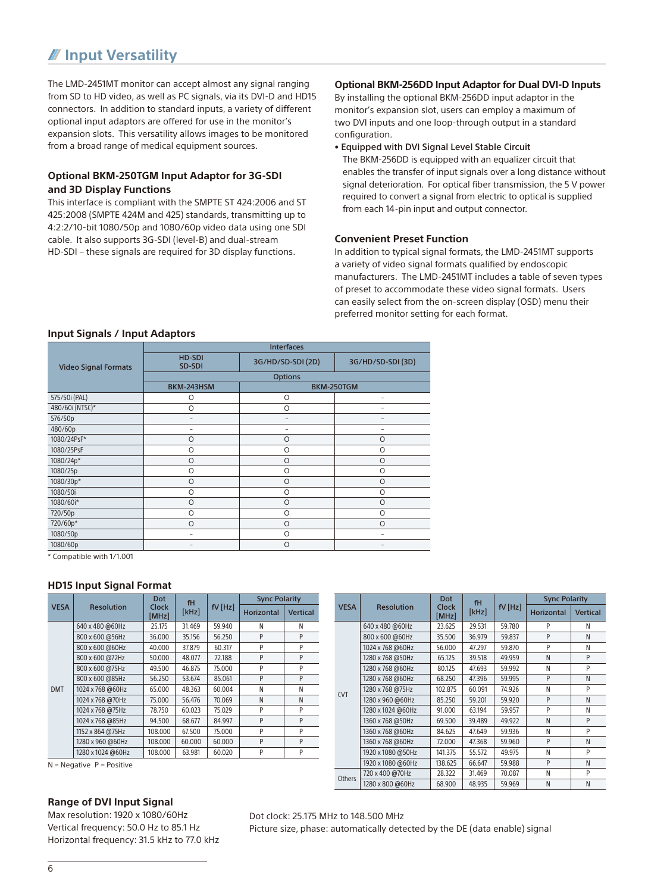## Input Versatility

The LMD-2451MT monitor can accept almost any signal ranging from SD to HD video, as well as PC signals, via its DVI-D and HD15 connectors. In addition to standard inputs, a variety of different optional input adaptors are offered for use in the monitor's expansion slots. This versatility allows images to be monitored from a broad range of medical equipment sources.

### Optional BKM-250TGM Input Adaptor for 3G-SDI and 3D Display Functions

This interface is compliant with the SMPTE ST 424:2006 and ST 425:2008 (SMPTE 424M and 425) standards, transmitting up to 4:2:2/10-bit 1080/50p and 1080/60p video data using one SDI cable. It also supports 3G-SDI (level-B) and dual-stream HD-SDI – these signals are required for 3D display functions.

### Optional BKM-256DD Input Adaptor for Dual DVI-D Inputs

By installing the optional BKM-256DD input adaptor in the monitor's expansion slot, users can employ a maximum of two DVI inputs and one loop-through output in a standard configuration.

- **Equipped with DVI Signal Level Stable Circuit**
  The BKM-256DD is equipped with an equalizer circuit that enables the transfer of input signals over a long distance without signal deterioration. For optical fiber transmission, the 5 V power required to convert a signal from electric to optical is supplied from each 14-pin input and output connector.

### Convenient Preset Function

In addition to typical signal formats, the LMD-2451MT supports a variety of video signal formats qualified by endoscopic manufacturers. The LMD-2451MT includes a table of seven types of preset to accommodate these video signal formats. Users can easily select from the on-screen display (OSD) menu their preferred monitor setting for each format.

### Input Signals / Input Adaptors

| Video Signal Formats | Interfaces | | |
|---|---|---|---|
| | HD-SDI SD-SDI | 3G/HD/SD-SDI (2D) | 3G/HD/SD-SDI (3D) |
| | Options | | |
| | BKM-243HSM | BKM-250TGM | |
| 575/50i (PAL) | O | O | – |
| 480/60i (NTSC)* | O | O | – |
| 576/50p | – | – | – |
| 480/60p | – | – | – |
| 1080/24PsF* | O | O | O |
| 1080/25PsF | O | O | O |
| 1080/24p* | O | O | O |
| 1080/25p | O | O | O |
| 1080/30p* | O | O | O |
| 1080/50i | O | O | O |
| 1080/60i* | O | O | O |
| 720/50p | O | O | O |
| 720/60p* | O | O | O |
| 1080/50p | – | O | – |
| 1080/60p | – | O | – |

\* Compatible with 1/1.001

### HD15 Input Signal Format

| VESA | Resolution | Dot Clock [MHz] | fH [kHz] | fV [Hz] | Sync Polarity | |
|---|---|---|---|---|---|---|
| | | | | | Horizontal | Vertical |
| DMT | 640 x 480 @60Hz | 25.175 | 31.469 | 59.940 | N | N |
| | 800 x 600 @56Hz | 36.000 | 35.156 | 56.250 | P | P |
| | 800 x 600 @60Hz | 40.000 | 37.879 | 60.317 | P | P |
| | 800 x 600 @72Hz | 50.000 | 48.077 | 72.188 | P | P |
| | 800 x 600 @75Hz | 49.500 | 46.875 | 75.000 | P | P |
| | 800 x 600 @85Hz | 56.250 | 53.674 | 85.061 | P | P |
| | 1024 x 768 @60Hz | 65.000 | 48.363 | 60.004 | N | N |
| | 1024 x 768 @70Hz | 75.000 | 56.476 | 70.069 | N | N |
| | 1024 x 768 @75Hz | 78.750 | 60.023 | 75.029 | P | P |
| | 1024 x 768 @85Hz | 94.500 | 68.677 | 84.997 | P | P |
| | 1152 x 864 @75Hz | 108.000 | 67.500 | 75.000 | P | P |
| | 1280 x 960 @60Hz | 108.000 | 60.000 | 60.000 | P | P |
| | 1280 x 1024 @60Hz | 108.000 | 63.981 | 60.020 | P | P |

N = Negative P = Positive

| VESA | Resolution | Dot Clock [MHz] | fH [kHz] | fV [Hz] | Sync Polarity | |
|---|---|---|---|---|---|---|
| | | | | | Horizontal | Vertical |
| CVT | 640 x 480 @60Hz | 23.625 | 29.531 | 59.780 | P | N |
| | 800 x 600 @60Hz | 35.500 | 36.979 | 59.837 | P | N |
| | 1024 x 768 @60Hz | 56.000 | 47.297 | 59.870 | P | N |
| | 1280 x 768 @50Hz | 65.125 | 39.518 | 49.959 | N | P |
| | 1280 x 768 @60Hz | 80.125 | 47.693 | 59.992 | N | P |
| | 1280 x 768 @60Hz | 68.250 | 47.396 | 59.995 | P | N |
| | 1280 x 768 @75Hz | 102.875 | 60.091 | 74.926 | N | P |
| | 1280 x 960 @60Hz | 85.250 | 59.201 | 59.920 | P | N |
| | 1280 x 1024 @60Hz | 91.000 | 63.194 | 59.957 | P | N |
| | 1360 x 768 @50Hz | 69.500 | 39.489 | 49.922 | N | P |
| | 1360 x 768 @60Hz | 84.625 | 47.649 | 59.936 | N | P |
| | 1360 x 768 @60Hz | 72.000 | 47.368 | 59.960 | P | N |
| | 1920 x 1080 @50Hz | 141.375 | 55.572 | 49.975 | N | P |
| | 1920 x 1080 @60Hz | 138.625 | 66.647 | 59.988 | P | N |
| Others | 720 x 400 @70Hz | 28.322 | 31.469 | 70.087 | N | P |
| | 1280 x 800 @60Hz | 68.900 | 48.935 | 59.969 | N | N |

### Range of DVI Input Signal

Max resolution: 1920 x 1080/60Hz
Vertical frequency: 50.0 Hz to 85.1 Hz
Horizontal frequency: 31.5 kHz to 77.0 kHz
Dot clock: 25.175 MHz to 148.500 MHz
Picture size, phase: automatically detected by the DE (data enable) signal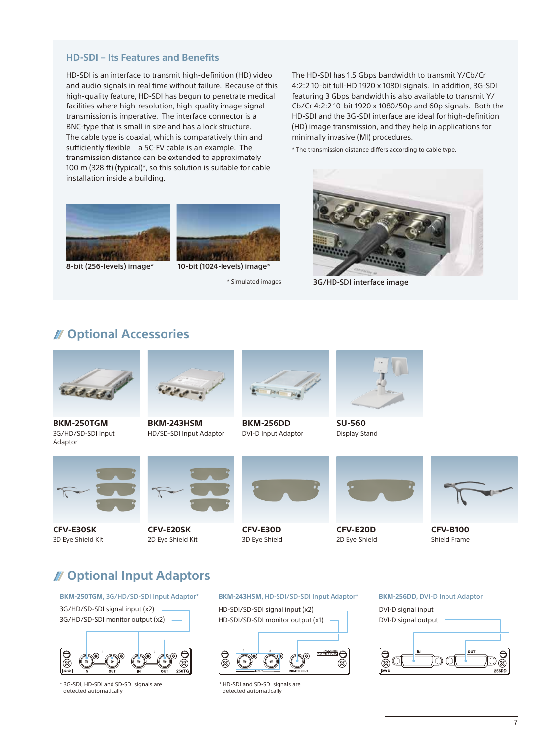## HD-SDI – Its Features and Benefits

HD-SDI is an interface to transmit high-definition (HD) video and audio signals in real time without failure. Because of this high-quality feature, HD-SDI has begun to penetrate medical facilities where high-resolution, high-quality image signal transmission is imperative. The interface connector is a BNC-type that is small in size and has a lock structure. The cable type is coaxial, which is comparatively thin and sufficiently flexible – a 5C-FV cable is an example. The transmission distance can be extended to approximately 100 m (328 ft) (typical)*, so this solution is suitable for cable installation inside a building.

The HD-SDI has 1.5 Gbps bandwidth to transmit Y/Cb/Cr 4:2:2 10-bit full-HD 1920 x 1080i signals. In addition, 3G-SDI featuring 3 Gbps bandwidth is also available to transmit Y/Cb/Cr 4:2:2 10-bit 1920 x 1080/50p and 60p signals. Both the HD-SDI and the 3G-SDI interface are ideal for high-definition (HD) image transmission, and they help in applications for minimally invasive (MI) procedures.

* The transmission distance differs according to cable type.

8-bit (256-levels) image*

10-bit (1024-levels) image*

* Simulated images

3G/HD-SDI interface image

## Optional Accessories

**BKM-250TGM**
3G/HD/SD-SDI Input Adaptor

**BKM-243HSM**
HD/SD-SDI Input Adaptor

**BKM-256DD**
DVI-D Input Adaptor

**SU-560**
Display Stand

**CFV-E30SK**
3D Eye Shield Kit

**CFV-E20SK**
2D Eye Shield Kit

**CFV-E30D**
3D Eye Shield

**CFV-E20D**
2D Eye Shield

**CFV-B100**
Shield Frame

## Optional Input Adaptors

**BKM-250TGM,** 3G/HD/SD-SDI Input Adaptor*

3G/HD/SD-SDI signal input (x2)
3G/HD/SD-SDI monitor output (x2)

* 3G-SDI, HD-SDI and SD-SDI signals are detected automatically

**BKM-243HSM,** HD-SDI/SD-SDI Input Adaptor*

HD-SDI/SD-SDI signal input (x2)
HD-SDI/SD-SDI monitor output (x1)

* HD-SDI and SD-SDI signals are detected automatically

**BKM-256DD,** DVI-D Input Adaptor

DVI-D signal input
DVI-D signal output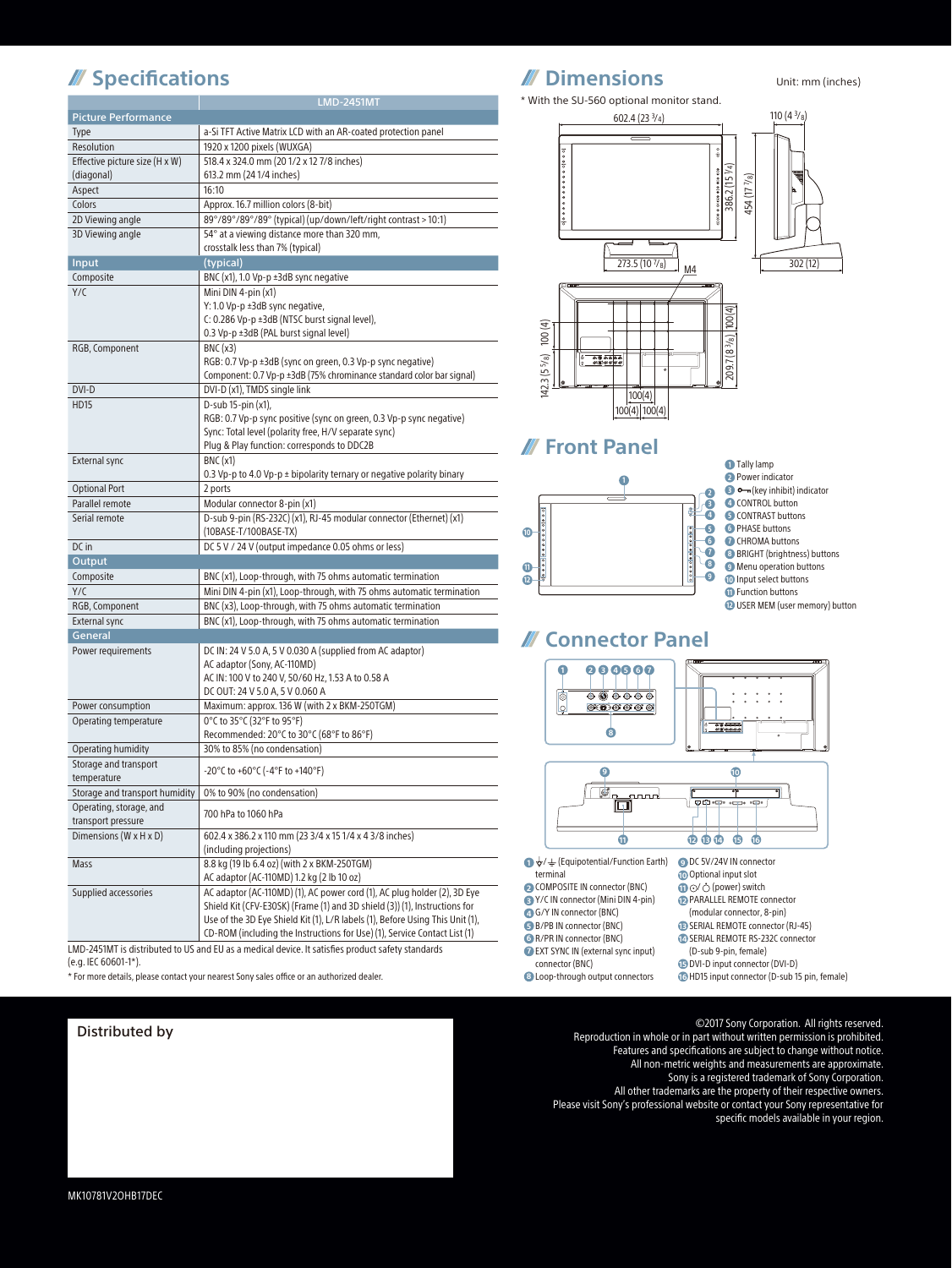## Specifications

| | LMD-2451MT |
|---|---|
| **Picture Performance** | |
| Type | a-Si TFT Active Matrix LCD with an AR-coated protection panel |
| Resolution | 1920 x 1200 pixels (WUXGA) |
| Effective picture size (H x W) (diagonal) | 518.4 x 324.0 mm (20 1/2 x 12 7/8 inches)<br>613.2 mm (24 1/4 inches) |
| Aspect | 16:10 |
| Colors | Approx. 16.7 million colors (8-bit) |
| 2D Viewing angle | 89°/89°/89°/89° (typical) (up/down/left/right contrast > 10:1) |
| 3D Viewing angle | 54° at a viewing distance more than 320 mm,<br>crosstalk less than 7% (typical) |
| **Input** | **(typical)** |
| Composite | BNC (x1), 1.0 Vp-p ±3dB sync negative |
| Y/C | Mini DIN 4-pin (x1)<br>Y: 1.0 Vp-p ±3dB sync negative,<br>C: 0.286 Vp-p ±3dB (NTSC burst signal level),<br>0.3 Vp-p ±3dB (PAL burst signal level) |
| RGB, Component | BNC (x3)<br>RGB: 0.7 Vp-p ±3dB (sync on green, 0.3 Vp-p sync negative)<br>Component: 0.7 Vp-p ±3dB (75% chrominance standard color bar signal) |
| DVI-D | DVI-D (x1), TMDS single link |
| HD15 | D-sub 15-pin (x1),<br>RGB: 0.7 Vp-p sync positive (sync on green, 0.3 Vp-p sync negative)<br>Sync: Total level (polarity free, H/V separate sync)<br>Plug & Play function: corresponds to DDC2B |
| External sync | BNC (x1)<br>0.3 Vp-p to 4.0 Vp-p ± bipolarity ternary or negative polarity binary |
| Optional Port | 2 ports |
| Parallel remote | Modular connector 8-pin (x1) |
| Serial remote | D-sub 9-pin (RS-232C) (x1), RJ-45 modular connector (Ethernet) (x1)<br>(10BASE-T/100BASE-TX) |
| DC in | DC 5 V / 24 V (output impedance 0.05 ohms or less) |
| **Output** | |
| Composite | BNC (x1), Loop-through, with 75 ohms automatic termination |
| Y/C | Mini DIN 4-pin (x1), Loop-through, with 75 ohms automatic termination |
| RGB, Component | BNC (x3), Loop-through, with 75 ohms automatic termination |
| External sync | BNC (x1), Loop-through, with 75 ohms automatic termination |
| **General** | |
| Power requirements | DC IN: 24 V 5.0 A, 5 V 0.030 A (supplied from AC adaptor)<br>AC adaptor (Sony, AC-110MD)<br>AC IN: 100 V to 240 V, 50/60 Hz, 1.53 A to 0.58 A<br>DC OUT: 24 V 5.0 A, 5 V 0.060 A |
| Power consumption | Maximum: approx. 136 W (with 2 x BKM-250TGM) |
| Operating temperature | 0°C to 35°C (32°F to 95°F)<br>Recommended: 20°C to 30°C (68°F to 86°F) |
| Operating humidity | 30% to 85% (no condensation) |
| Storage and transport temperature | -20°C to +60°C (-4°F to +140°F) |
| Storage and transport humidity | 0% to 90% (no condensation) |
| Operating, storage, and transport pressure | 700 hPa to 1060 hPa |
| Dimensions (W x H x D) | 602.4 x 386.2 x 110 mm (23 3/4 x 15 1/4 x 4 3/8 inches)<br>(including projections) |
| Mass | 8.8 kg (19 lb 6.4 oz) (with 2 x BKM-250TGM)<br>AC adaptor (AC-110MD) 1.2 kg (2 lb 10 oz) |
| Supplied accessories | AC adaptor (AC-110MD) (1), AC power cord (1), AC plug holder (2), 3D Eye Shield Kit (CFV-E30SK) (Frame (1) and 3D shield (3)) (1), Instructions for Use of the 3D Eye Shield Kit (1), L/R labels (1), Before Using This Unit (1), CD-ROM (including the Instructions for Use) (1), Service Contact List (1) |

LMD-2451MT is distributed to US and EU as a medical device. It satisfies product safety standards (e.g. IEC 60601-1*).

\* For more details, please contact your nearest Sony sales office or an authorized dealer.

## Dimensions

Unit: mm (inches)

\* With the SU-560 optional monitor stand.

602.4 (23 3/4)
110 (4 3/8)
386.2 (15 1/4)
454 (17 7/8)
273.5 (10 7/8)
302 (12)
M4
142.3 (5 5/8)
100 (4)
209.7 (8 3/8)
100(4)
100(4) 100(4)

## Front Panel

1. Tally lamp
2. Power indicator
3. (key inhibit) indicator
4. CONTROL button
5. CONTRAST buttons
6. PHASE buttons
7. CHROMA buttons
8. BRIGHT (brightness) buttons
9. Menu operation buttons
10. Input select buttons
11. Function buttons
12. USER MEM (user memory) button

## Connector Panel

1. (Equipotential/Function Earth) terminal
2. COMPOSITE IN connector (BNC)
3. Y/C IN connector (Mini DIN 4-pin)
4. G/Y IN connector (BNC)
5. B/PB IN connector (BNC)
6. R/PR IN connector (BNC)
7. EXT SYNC IN (external sync input) connector (BNC)
8. Loop-through output connectors
9. DC 5V/24V IN connector
10. Optional input slot
11. (power) switch
12. PARALLEL REMOTE connector (modular connector, 8-pin)
13. SERIAL REMOTE connector (RJ-45)
14. SERIAL REMOTE RS-232C connector (D-sub 9-pin, female)
15. DVI-D input connector (DVI-D)
16. HD15 input connector (D-sub 15 pin, female)

Distributed by

©2017 Sony Corporation. All rights reserved.
Reproduction in whole or in part without written permission is prohibited.
Features and specifications are subject to change without notice.
All non-metric weights and measurements are approximate.
Sony is a registered trademark of Sony Corporation.
All other trademarks are the property of their respective owners.
Please visit Sony's professional website or contact your Sony representative for specific models available in your region.

MK10781V2OHB17DEC